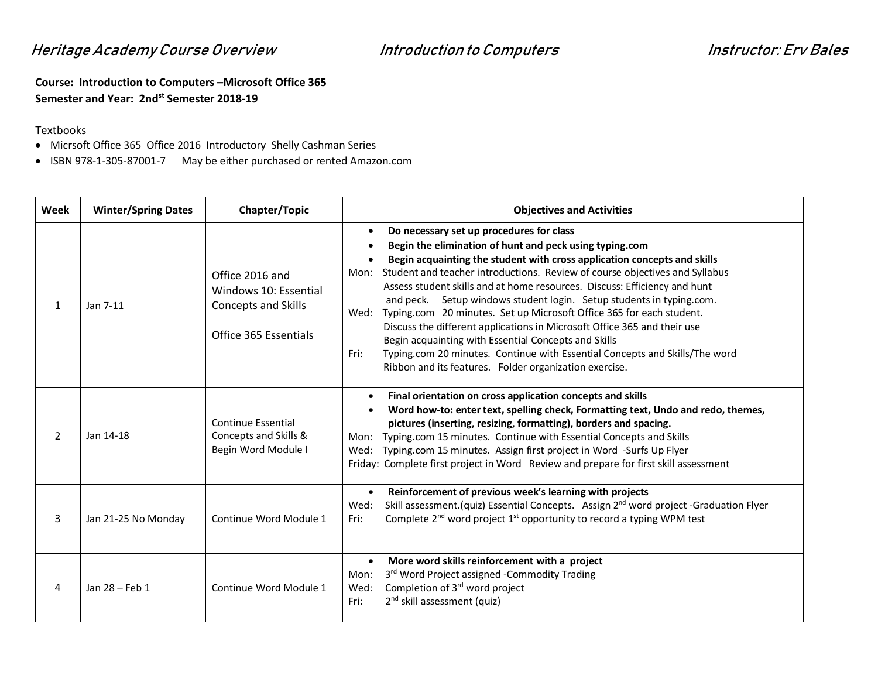*Heritage Academy Course Overview* *Introduction to Computers* *Instructor: Erv Bales*

**Course: Introduction to Computers –Microsoft Office 365**
**Semester and Year: 2nd[st] Semester 2018-19**

Textbooks

- Micrsoft Office 365 Office 2016 Introductory Shelly Cashman Series
- ISBN 978-1-305-87001-7 May be either purchased or rented Amazon.com

| Week | Winter/Spring Dates | Chapter/Topic | Objectives and Activities |
|---|---|---|---|
| 1 | Jan 7-11 | Office 2016 and Windows 10: Essential Concepts and Skills<br><br>Office 365 Essentials | • **Do necessary set up procedures for class**<br>• **Begin the elimination of hunt and peck using typing.com**<br>• **Begin acquainting the student with cross application concepts and skills**<br>Mon: Student and teacher introductions. Review of course objectives and Syllabus Assess student skills and at home resources. Discuss: Efficiency and hunt and peck. Setup windows student login. Setup students in typing.com.<br>Wed: Typing.com 20 minutes. Set up Microsoft Office 365 for each student. Discuss the different applications in Microsoft Office 365 and their use Begin acquainting with Essential Concepts and Skills<br>Fri: Typing.com 20 minutes. Continue with Essential Concepts and Skills/The word Ribbon and its features. Folder organization exercise. |
| 2 | Jan 14-18 | Continue Essential Concepts and Skills & Begin Word Module I | • **Final orientation on cross application concepts and skills**<br>• **Word how-to: enter text, spelling check, Formatting text, Undo and redo, themes, pictures (inserting, resizing, formatting), borders and spacing.**<br>Mon: Typing.com 15 minutes. Continue with Essential Concepts and Skills<br>Wed: Typing.com 15 minutes. Assign first project in Word -Surfs Up Flyer<br>Friday: Complete first project in Word Review and prepare for first skill assessment |
| 3 | Jan 21-25 No Monday | Continue Word Module 1 | • **Reinforcement of previous week's learning with projects**<br>Wed: Skill assessment.(quiz) Essential Concepts. Assign 2nd word project -Graduation Flyer<br>Fri: Complete 2nd word project 1st opportunity to record a typing WPM test |
| 4 | Jan 28 – Feb 1 | Continue Word Module 1 | • **More word skills reinforcement with a project**<br>Mon: 3rd Word Project assigned -Commodity Trading<br>Wed: Completion of 3rd word project<br>Fri: 2nd skill assessment (quiz) |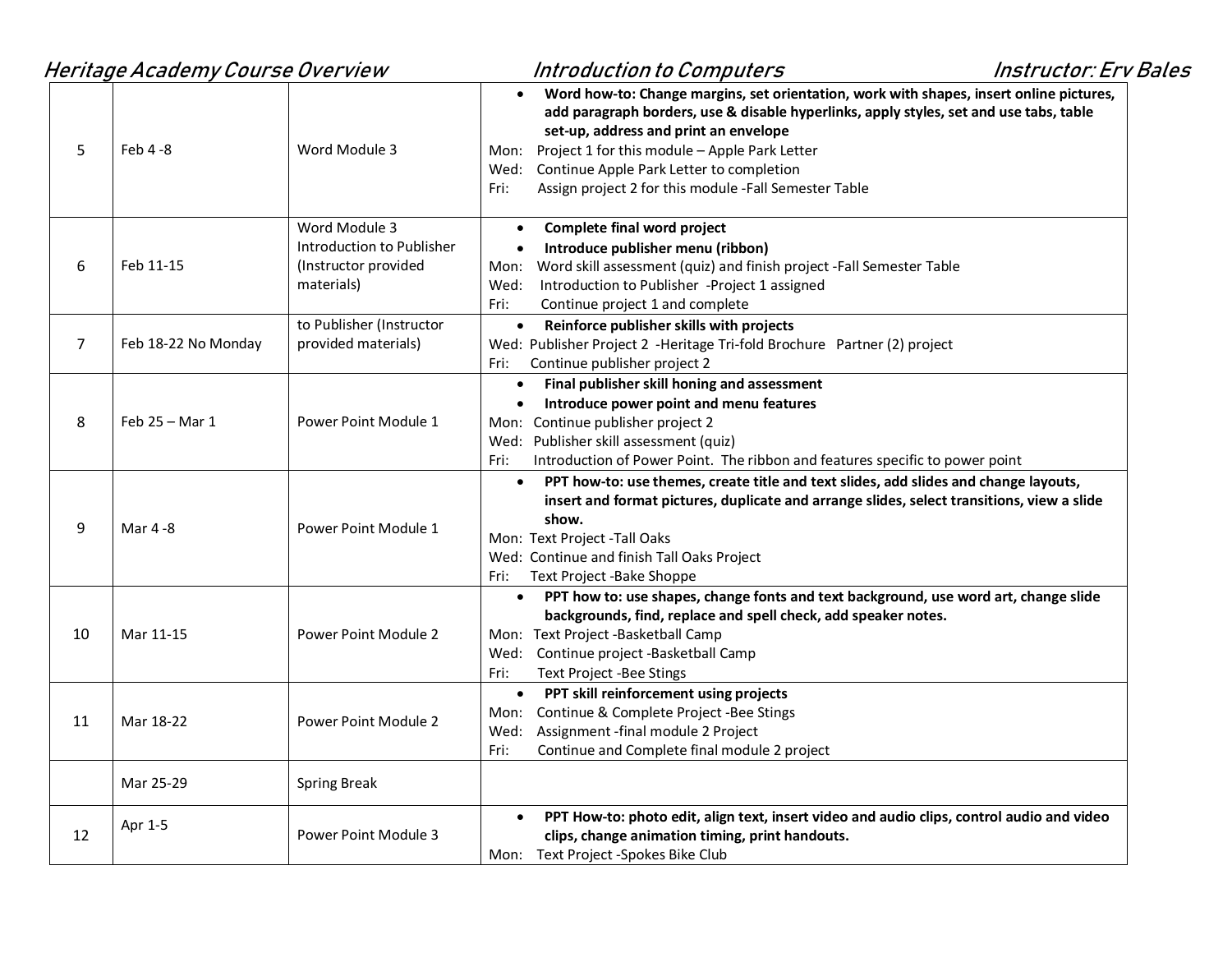| | | | |
|---|---|---|---|
| 5 | Feb 4 -8 | Word Module 3 | • **Word how-to: Change margins, set orientation, work with shapes, insert online pictures, add paragraph borders, use & disable hyperlinks, apply styles, set and use tabs, table set-up, address and print an envelope**<br>Mon: Project 1 for this module – Apple Park Letter<br>Wed: Continue Apple Park Letter to completion<br>Fri: Assign project 2 for this module -Fall Semester Table |
| 6 | Feb 11-15 | Word Module 3<br>Introduction to Publisher (Instructor provided materials) | • **Complete final word project**<br>• **Introduce publisher menu (ribbon)**<br>Mon: Word skill assessment (quiz) and finish project -Fall Semester Table<br>Wed: Introduction to Publisher -Project 1 assigned<br>Fri: Continue project 1 and complete |
| 7 | Feb 18-22 No Monday | to Publisher (Instructor provided materials) | • **Reinforce publisher skills with projects**<br>Wed: Publisher Project 2 -Heritage Tri-fold Brochure Partner (2) project<br>Fri: Continue publisher project 2 |
| 8 | Feb 25 – Mar 1 | Power Point Module 1 | • **Final publisher skill honing and assessment**<br>• **Introduce power point and menu features**<br>Mon: Continue publisher project 2<br>Wed: Publisher skill assessment (quiz)<br>Fri: Introduction of Power Point. The ribbon and features specific to power point |
| 9 | Mar 4 -8 | Power Point Module 1 | • **PPT how-to: use themes, create title and text slides, add slides and change layouts, insert and format pictures, duplicate and arrange slides, select transitions, view a slide show.**<br>Mon: Text Project -Tall Oaks<br>Wed: Continue and finish Tall Oaks Project<br>Fri: Text Project -Bake Shoppe |
| 10 | Mar 11-15 | Power Point Module 2 | • **PPT how to: use shapes, change fonts and text background, use word art, change slide backgrounds, find, replace and spell check, add speaker notes.**<br>Mon: Text Project -Basketball Camp<br>Wed: Continue project -Basketball Camp<br>Fri: Text Project -Bee Stings |
| 11 | Mar 18-22 | Power Point Module 2 | • **PPT skill reinforcement using projects**<br>Mon: Continue & Complete Project -Bee Stings<br>Wed: Assignment -final module 2 Project<br>Fri: Continue and Complete final module 2 project |
| | Mar 25-29 | Spring Break | |
| 12 | Apr 1-5 | Power Point Module 3 | • **PPT How-to: photo edit, align text, insert video and audio clips, control audio and video clips, change animation timing, print handouts.**<br>Mon: Text Project -Spokes Bike Club |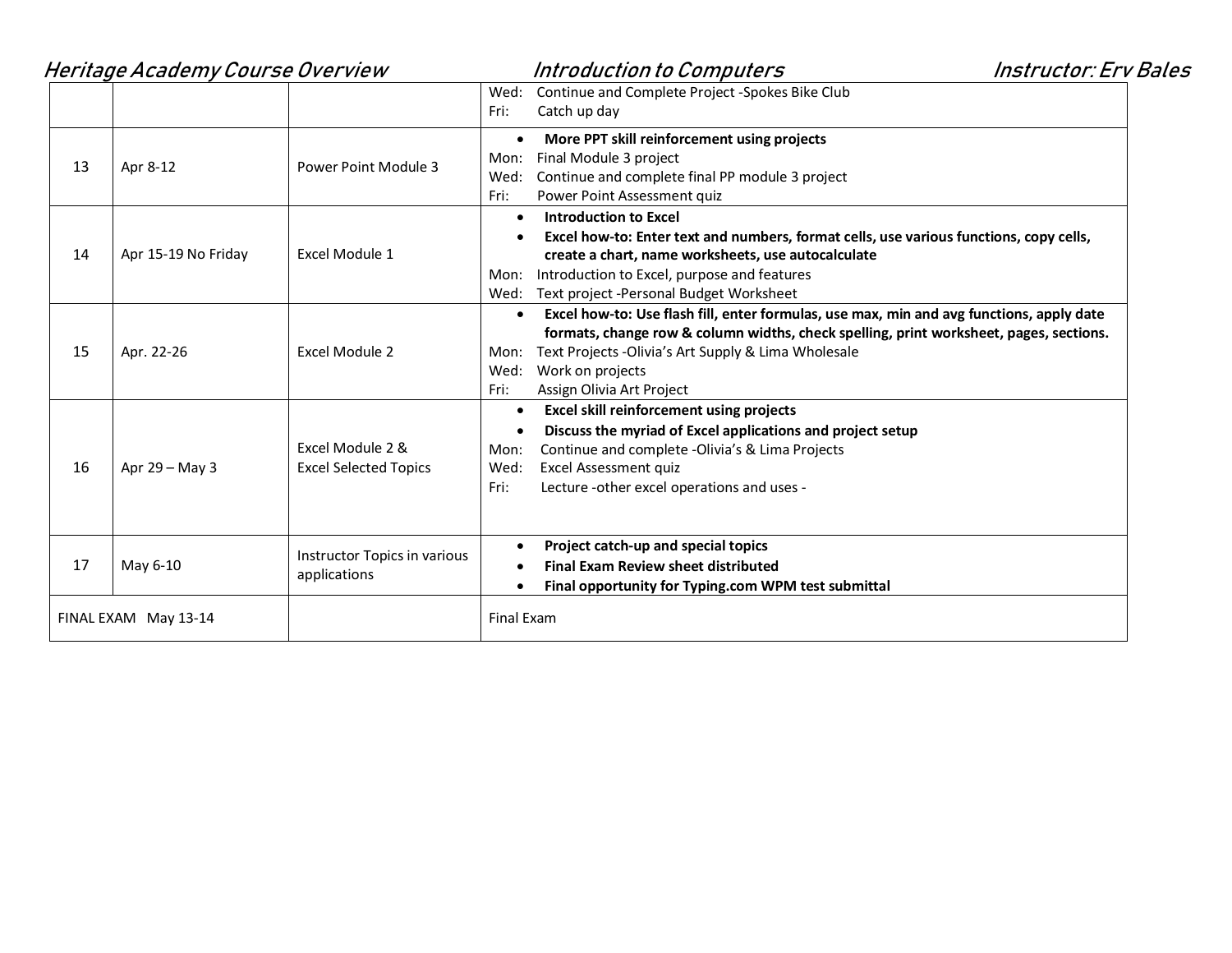| | | | |
|---|---|---|---|
| | | | Wed: Continue and Complete Project -Spokes Bike Club<br>Fri: Catch up day |
| 13 | Apr 8-12 | Power Point Module 3 | • **More PPT skill reinforcement using projects**<br>Mon: Final Module 3 project<br>Wed: Continue and complete final PP module 3 project<br>Fri: Power Point Assessment quiz |
| 14 | Apr 15-19 No Friday | Excel Module 1 | • **Introduction to Excel**<br>• **Excel how-to: Enter text and numbers, format cells, use various functions, copy cells, create a chart, name worksheets, use autocalculate**<br>Mon: Introduction to Excel, purpose and features<br>Wed: Text project -Personal Budget Worksheet |
| 15 | Apr. 22-26 | Excel Module 2 | • **Excel how-to: Use flash fill, enter formulas, use max, min and avg functions, apply date formats, change row & column widths, check spelling, print worksheet, pages, sections.**<br>Mon: Text Projects -Olivia's Art Supply & Lima Wholesale<br>Wed: Work on projects<br>Fri: Assign Olivia Art Project |
| 16 | Apr 29 – May 3 | Excel Module 2 &<br>Excel Selected Topics | • **Excel skill reinforcement using projects**<br>• **Discuss the myriad of Excel applications and project setup**<br>Mon: Continue and complete -Olivia's & Lima Projects<br>Wed: Excel Assessment quiz<br>Fri: Lecture -other excel operations and uses - |
| 17 | May 6-10 | Instructor Topics in various applications | • **Project catch-up and special topics**<br>• **Final Exam Review sheet distributed**<br>• **Final opportunity for Typing.com WPM test submittal** |
| FINAL EXAM May 13-14 | | | Final Exam |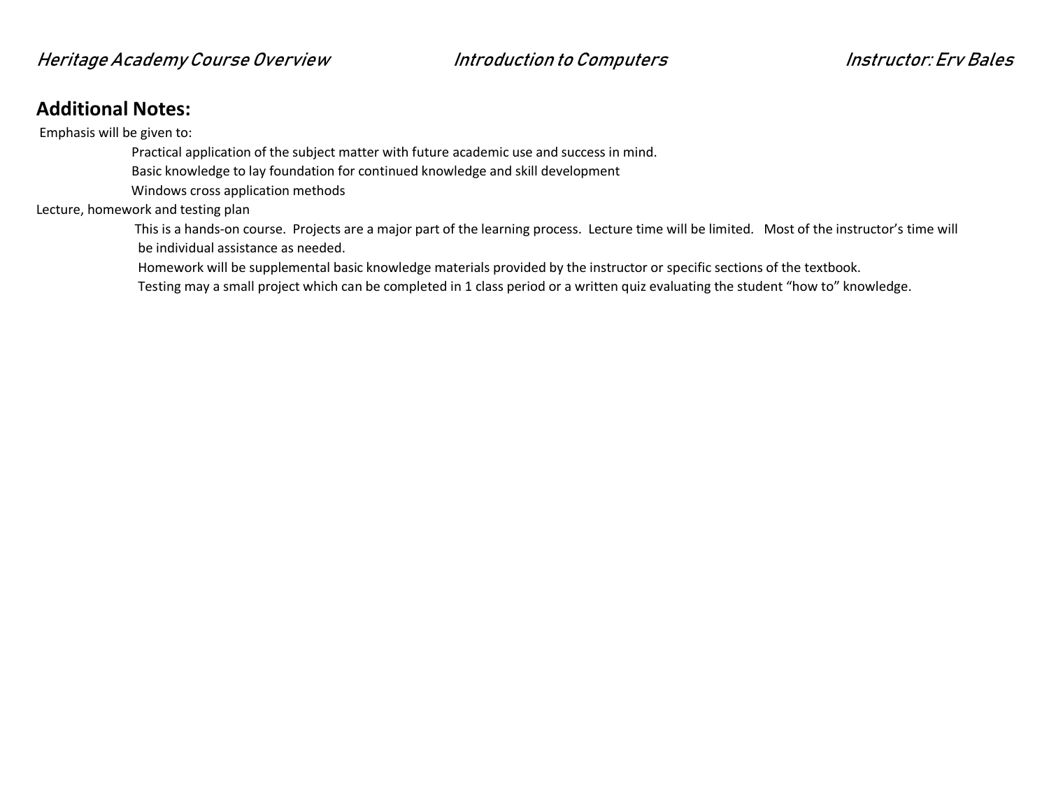## Additional Notes:

Emphasis will be given to:

- Practical application of the subject matter with future academic use and success in mind.
- Basic knowledge to lay foundation for continued knowledge and skill development
- Windows cross application methods

Lecture, homework and testing plan

- This is a hands-on course. Projects are a major part of the learning process. Lecture time will be limited. Most of the instructor's time will be individual assistance as needed.
- Homework will be supplemental basic knowledge materials provided by the instructor or specific sections of the textbook.
- Testing may a small project which can be completed in 1 class period or a written quiz evaluating the student "how to" knowledge.